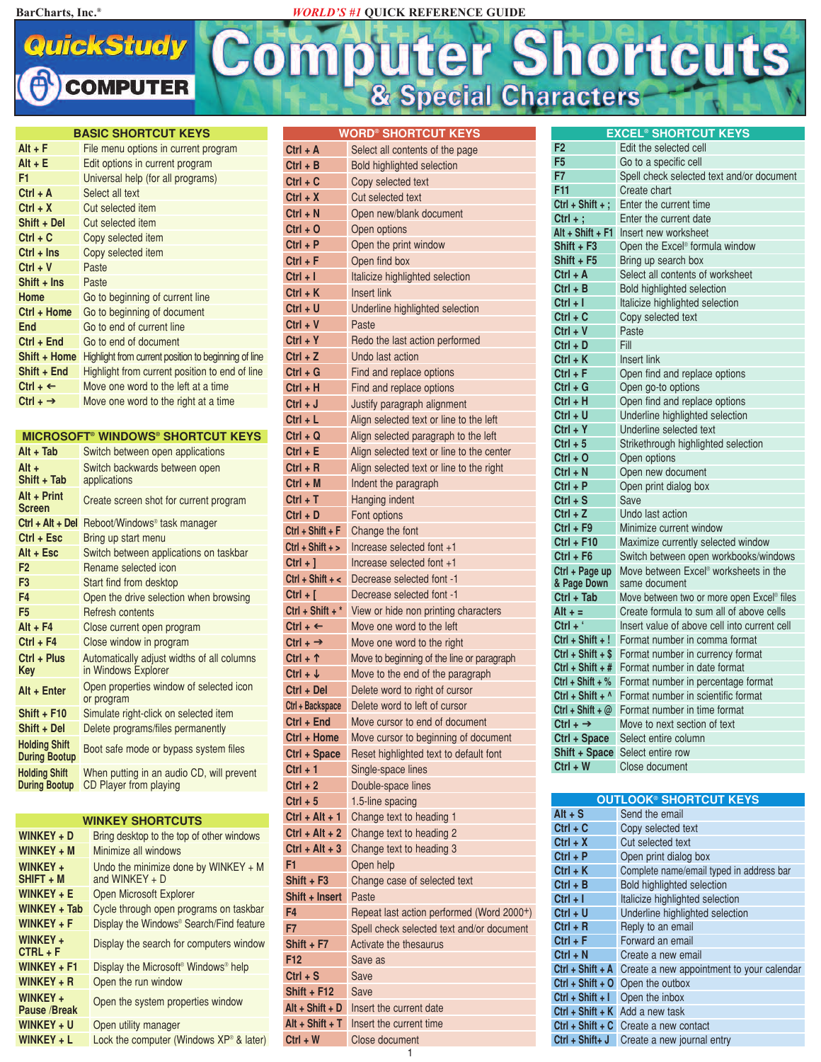BarCharts, Inc.®

*WORLD'S #1* QUICK REFERENCE GUIDE

QuickStudy COMPUTER

# Computer Shortcuts & Special Characters

## BASIC SHORTCUT KEYS

| | |
|---|---|
| Alt + F | File menu options in current program |
| Alt + E | Edit options in current program |
| F1 | Universal help (for all programs) |
| Ctrl + A | Select all text |
| Ctrl + X | Cut selected item |
| Shift + Del | Cut selected item |
| Ctrl + C | Copy selected item |
| Ctrl + Ins | Copy selected item |
| Ctrl + V | Paste |
| Shift + Ins | Paste |
| Home | Go to beginning of current line |
| Ctrl + Home | Go to beginning of document |
| End | Go to end of current line |
| Ctrl + End | Go to end of document |
| Shift + Home | Highlight from current position to beginning of line |
| Shift + End | Highlight from current position to end of line |
| Ctrl + ← | Move one word to the left at a time |
| Ctrl + → | Move one word to the right at a time |

## MICROSOFT® WINDOWS® SHORTCUT KEYS

| | |
|---|---|
| Alt + Tab | Switch between open applications |
| Alt + Shift + Tab | Switch backwards between open applications |
| Alt + Print Screen | Create screen shot for current program |
| Ctrl + Alt + Del | Reboot/Windows® task manager |
| Ctrl + Esc | Bring up start menu |
| Alt + Esc | Switch between applications on taskbar |
| F2 | Rename selected icon |
| F3 | Start find from desktop |
| F4 | Open the drive selection when browsing |
| F5 | Refresh contents |
| Alt + F4 | Close current open program |
| Ctrl + F4 | Close window in program |
| Ctrl + Plus Key | Automatically adjust widths of all columns in Windows Explorer |
| Alt + Enter | Open properties window of selected icon or program |
| Shift + F10 | Simulate right-click on selected item |
| Shift + Del | Delete programs/files permanently |
| Holding Shift During Bootup | Boot safe mode or bypass system files |
| Holding Shift During Bootup | When putting in an audio CD, will prevent CD Player from playing |

## WINKEY SHORTCUTS

| | |
|---|---|
| WINKEY + D | Bring desktop to the top of other windows |
| WINKEY + M | Minimize all windows |
| WINKEY + SHIFT + M | Undo the minimize done by WINKEY + M and WINKEY + D |
| WINKEY + E | Open Microsoft Explorer |
| WINKEY + Tab | Cycle through open programs on taskbar |
| WINKEY + F | Display the Windows® Search/Find feature |
| WINKEY + CTRL + F | Display the search for computers window |
| WINKEY + F1 | Display the Microsoft® Windows® help |
| WINKEY + R | Open the run window |
| WINKEY + Pause /Break | Open the system properties window |
| WINKEY + U | Open utility manager |
| WINKEY + L | Lock the computer (Windows XP® & later) |

## WORD® SHORTCUT KEYS

| | |
|---|---|
| Ctrl + A | Select all contents of the page |
| Ctrl + B | Bold highlighted selection |
| Ctrl + C | Copy selected text |
| Ctrl + X | Cut selected text |
| Ctrl + N | Open new/blank document |
| Ctrl + O | Open options |
| Ctrl + P | Open the print window |
| Ctrl + F | Open find box |
| Ctrl + I | Italicize highlighted selection |
| Ctrl + K | Insert link |
| Ctrl + U | Underline highlighted selection |
| Ctrl + V | Paste |
| Ctrl + Y | Redo the last action performed |
| Ctrl + Z | Undo last action |
| Ctrl + G | Find and replace options |
| Ctrl + H | Find and replace options |
| Ctrl + J | Justify paragraph alignment |
| Ctrl + L | Align selected text or line to the left |
| Ctrl + Q | Align selected paragraph to the left |
| Ctrl + E | Align selected text or line to the center |
| Ctrl + R | Align selected text or line to the right |
| Ctrl + M | Indent the paragraph |
| Ctrl + T | Hanging indent |
| Ctrl + D | Font options |
| Ctrl + Shift + F | Change the font |
| Ctrl + Shift + > | Increase selected font +1 |
| Ctrl + ] | Increase selected font +1 |
| Ctrl + Shift + < | Decrease selected font -1 |
| Ctrl + [ | Decrease selected font -1 |
| Ctrl + Shift + * | View or hide non printing characters |
| Ctrl + ← | Move one word to the left |
| Ctrl + → | Move one word to the right |
| Ctrl + ↑ | Move to beginning of the line or paragraph |
| Ctrl + ↓ | Move to the end of the paragraph |
| Ctrl + Del | Delete word to right of cursor |
| Ctrl + Backspace | Delete word to left of cursor |
| Ctrl + End | Move cursor to end of document |
| Ctrl + Home | Move cursor to beginning of document |
| Ctrl + Space | Reset highlighted text to default font |
| Ctrl + 1 | Single-space lines |
| Ctrl + 2 | Double-space lines |
| Ctrl + 5 | 1.5-line spacing |
| Ctrl + Alt + 1 | Change text to heading 1 |
| Ctrl + Alt + 2 | Change text to heading 2 |
| Ctrl + Alt + 3 | Change text to heading 3 |
| F1 | Open help |
| Shift + F3 | Change case of selected text |
| Shift + Insert | Paste |
| F4 | Repeat last action performed (Word 2000+) |
| F7 | Spell check selected text and/or document |
| Shift + F7 | Activate the thesaurus |
| F12 | Save as |
| Ctrl + S | Save |
| Shift + F12 | Save |
| Alt + Shift + D | Insert the current date |
| Alt + Shift + T | Insert the current time |
| Ctrl + W | Close document |

## EXCEL® SHORTCUT KEYS

| | |
|---|---|
| F2 | Edit the selected cell |
| F5 | Go to a specific cell |
| F7 | Spell check selected text and/or document |
| F11 | Create chart |
| Ctrl + Shift + ; | Enter the current time |
| Ctrl + ; | Enter the current date |
| Alt + Shift + F1 | Insert new worksheet |
| Shift + F3 | Open the Excel® formula window |
| Shift + F5 | Bring up search box |
| Ctrl + A | Select all contents of worksheet |
| Ctrl + B | Bold highlighted selection |
| Ctrl + I | Italicize highlighted selection |
| Ctrl + C | Copy selected text |
| Ctrl + V | Paste |
| Ctrl + D | Fill |
| Ctrl + K | Insert link |
| Ctrl + F | Open find and replace options |
| Ctrl + G | Open go-to options |
| Ctrl + H | Open find and replace options |
| Ctrl + U | Underline highlighted selection |
| Ctrl + Y | Underline selected text |
| Ctrl + 5 | Strikethrough highlighted selection |
| Ctrl + O | Open options |
| Ctrl + N | Open new document |
| Ctrl + P | Open print dialog box |
| Ctrl + S | Save |
| Ctrl + Z | Undo last action |
| Ctrl + F9 | Minimize current window |
| Ctrl + F10 | Maximize currently selected window |
| Ctrl + F6 | Switch between open workbooks/windows |
| Ctrl + Page up & Page Down | Move between Excel® worksheets in the same document |
| Ctrl + Tab | Move between two or more open Excel® files |
| Alt + = | Create formula to sum all of above cells |
| Ctrl + ' | Insert value of above cell into current cell |
| Ctrl + Shift + ! | Format number in comma format |
| Ctrl + Shift + $ | Format number in currency format |
| Ctrl + Shift + # | Format number in date format |
| Ctrl + Shift + % | Format number in percentage format |
| Ctrl + Shift + ^ | Format number in scientific format |
| Ctrl + Shift + @ | Format number in time format |
| Ctrl + → | Move to next section of text |
| Ctrl + Space | Select entire column |
| Shift + Space | Select entire row |
| Ctrl + W | Close document |

## OUTLOOK® SHORTCUT KEYS

| | |
|---|---|
| Alt + S | Send the email |
| Ctrl + C | Copy selected text |
| Ctrl + X | Cut selected text |
| Ctrl + P | Open print dialog box |
| Ctrl + K | Complete name/email typed in address bar |
| Ctrl + B | Bold highlighted selection |
| Ctrl + I | Italicize highlighted selection |
| Ctrl + U | Underline highlighted selection |
| Ctrl + R | Reply to an email |
| Ctrl + F | Forward an email |
| Ctrl + N | Create a new email |
| Ctrl + Shift + A | Create a new appointment to your calendar |
| Ctrl + Shift + O | Open the outbox |
| Ctrl + Shift + I | Open the inbox |
| Ctrl + Shift + K | Add a new task |
| Ctrl + Shift + C | Create a new contact |
| Ctrl + Shift+ J | Create a new journal entry |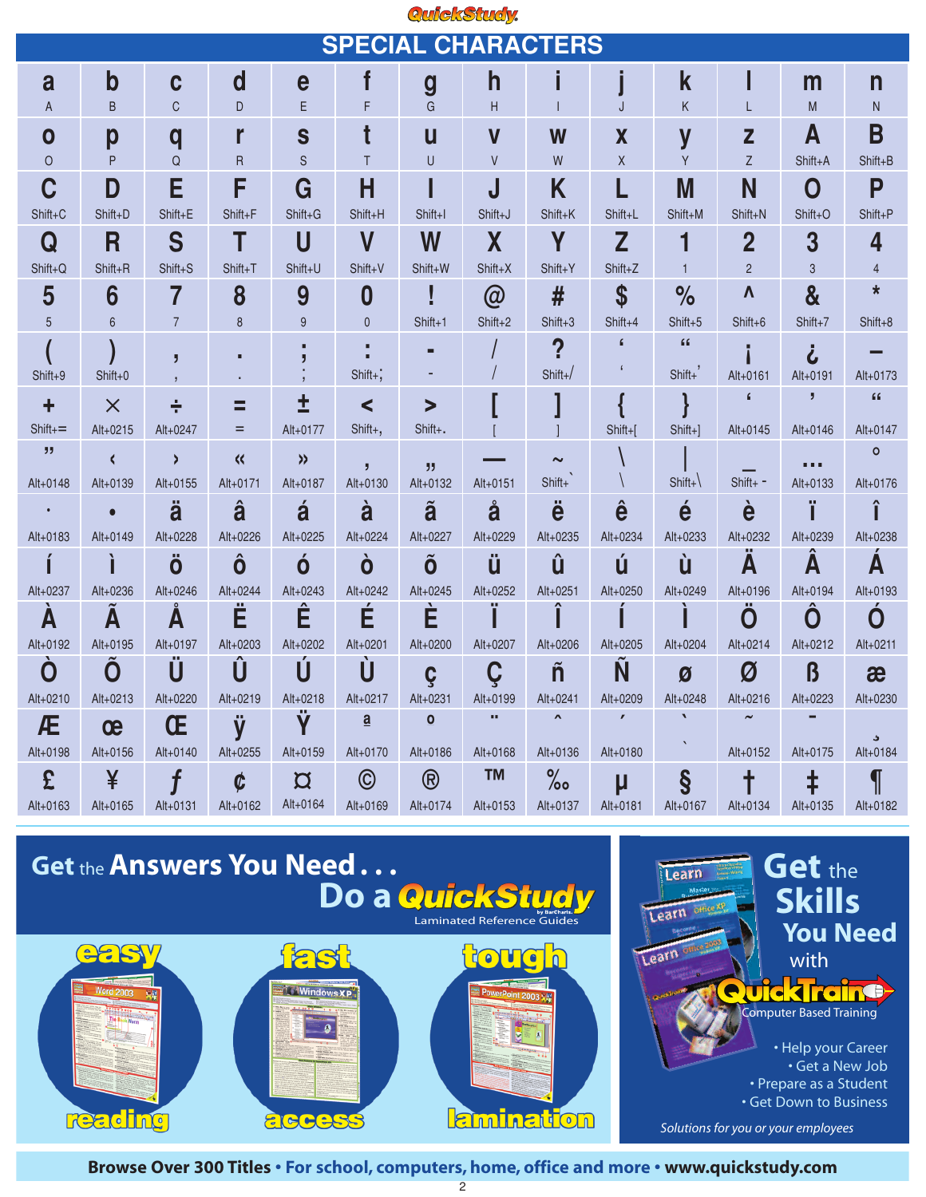# SPECIAL CHARACTERS

| | | | | | | | | | | | | | |
|---|---|---|---|---|---|---|---|---|---|---|---|---|---|
| a<br>A | b<br>B | c<br>C | d<br>D | e<br>E | f<br>F | g<br>G | h<br>H | i<br>I | j<br>J | k<br>K | l<br>L | m<br>M | n<br>N |
| o<br>O | p<br>P | q<br>Q | r<br>R | s<br>S | t<br>T | u<br>U | v<br>V | w<br>W | x<br>X | y<br>Y | z<br>Z | A<br>Shift+A | B<br>Shift+B |
| C<br>Shift+C | D<br>Shift+D | E<br>Shift+E | F<br>Shift+F | G<br>Shift+G | H<br>Shift+H | I<br>Shift+I | J<br>Shift+J | K<br>Shift+K | L<br>Shift+L | M<br>Shift+M | N<br>Shift+N | O<br>Shift+O | P<br>Shift+P |
| Q<br>Shift+Q | R<br>Shift+R | S<br>Shift+S | T<br>Shift+T | U<br>Shift+U | V<br>Shift+V | W<br>Shift+W | X<br>Shift+X | Y<br>Shift+Y | Z<br>Shift+Z | 1<br>1 | 2<br>2 | 3<br>3 | 4<br>4 |
| 5<br>5 | 6<br>6 | 7<br>7 | 8<br>8 | 9<br>9 | 0<br>0 | !<br>Shift+1 | @<br>Shift+2 | #<br>Shift+3 | $<br>Shift+4 | %<br>Shift+5 | ^<br>Shift+6 | &<br>Shift+7 | *<br>Shift+8 |
| (<br>Shift+9 | )<br>Shift+0 | ,<br>, | .<br>. | ;<br>; | :<br>Shift+; | -<br>- | /<br>/ | ?<br>Shift+/ | '<br>' | "<br>Shift+' | ¡<br>Alt+0161 | ¿<br>Alt+0191 | ­–<br>Alt+0173 |
| +<br>Shift+= | ×<br>Alt+0215 | ÷<br>Alt+0247 | =<br>= | ±<br>Alt+0177 | <<br>Shift+, | ><br>Shift+. | [<br>[ | ]<br>] | {<br>Shift+[ | }<br>Shift+] | ‘<br>Alt+0145 | ’<br>Alt+0146 | “<br>Alt+0147 |
| ”<br>Alt+0148 | ‹<br>Alt+0139 | ›<br>Alt+0155 | «<br>Alt+0171 | »<br>Alt+0187 | ‚<br>Alt+0130 | „<br>Alt+0132 | —<br>Alt+0151 | ~<br>Shift+` | \<br>\ | \|<br>Shift+\ | _<br>Shift+ - | …<br>Alt+0133 | °<br>Alt+0176 |
| ·<br>Alt+0183 | •<br>Alt+0149 | ä<br>Alt+0228 | â<br>Alt+0226 | á<br>Alt+0225 | à<br>Alt+0224 | ã<br>Alt+0227 | å<br>Alt+0229 | ë<br>Alt+0235 | ê<br>Alt+0234 | é<br>Alt+0233 | è<br>Alt+0232 | ï<br>Alt+0239 | î<br>Alt+0238 |
| í<br>Alt+0237 | ì<br>Alt+0236 | ö<br>Alt+0246 | ô<br>Alt+0244 | ó<br>Alt+0243 | ò<br>Alt+0242 | õ<br>Alt+0245 | ü<br>Alt+0252 | û<br>Alt+0251 | ú<br>Alt+0250 | ù<br>Alt+0249 | Ä<br>Alt+0196 | Â<br>Alt+0194 | Á<br>Alt+0193 |
| À<br>Alt+0192 | Ã<br>Alt+0195 | Å<br>Alt+0197 | Ë<br>Alt+0203 | Ê<br>Alt+0202 | É<br>Alt+0201 | È<br>Alt+0200 | Ï<br>Alt+0207 | Î<br>Alt+0206 | Í<br>Alt+0205 | Ì<br>Alt+0204 | Ö<br>Alt+0214 | Ô<br>Alt+0212 | Ó<br>Alt+0211 |
| Ò<br>Alt+0210 | Õ<br>Alt+0213 | Ü<br>Alt+0220 | Û<br>Alt+0219 | Ú<br>Alt+0218 | Ù<br>Alt+0217 | ç<br>Alt+0231 | Ç<br>Alt+0199 | ñ<br>Alt+0241 | Ñ<br>Alt+0209 | ø<br>Alt+0248 | Ø<br>Alt+0216 | ß<br>Alt+0223 | æ<br>Alt+0230 |
| Æ<br>Alt+0198 | œ<br>Alt+0156 | Œ<br>Alt+0140 | ÿ<br>Alt+0255 | Ÿ<br>Alt+0159 | ª<br>Alt+0170 | º<br>Alt+0186 | ¨<br>Alt+0168 | ˆ<br>Alt+0136 | ´<br>Alt+0180 | `<br>` | ˜<br>Alt+0152 | ¯<br>Alt+0175 | ¸<br>Alt+0184 |
| £<br>Alt+0163 | ¥<br>Alt+0165 | ƒ<br>Alt+0131 | ¢<br>Alt+0162 | ¤<br>Alt+0164 | ©<br>Alt+0169 | ®<br>Alt+0174 | ™<br>Alt+0153 | ‰<br>Alt+0137 | µ<br>Alt+0181 | §<br>Alt+0167 | †<br>Alt+0134 | ‡<br>Alt+0135 | ¶<br>Alt+0182 |

## Get the Answers You Need . . . Do a QuickStudy

Laminated Reference Guides

**easy** reading • **fast** access • **tough** lamination

## Get the Skills You Need with QuickTrain

Computer Based Training

- Help your Career
- Get a New Job
- Prepare as a Student
- Get Down to Business

*Solutions for you or your employees*

**Browse Over 300 Titles** • For school, computers, home, office and more • **www.quickstudy.com**